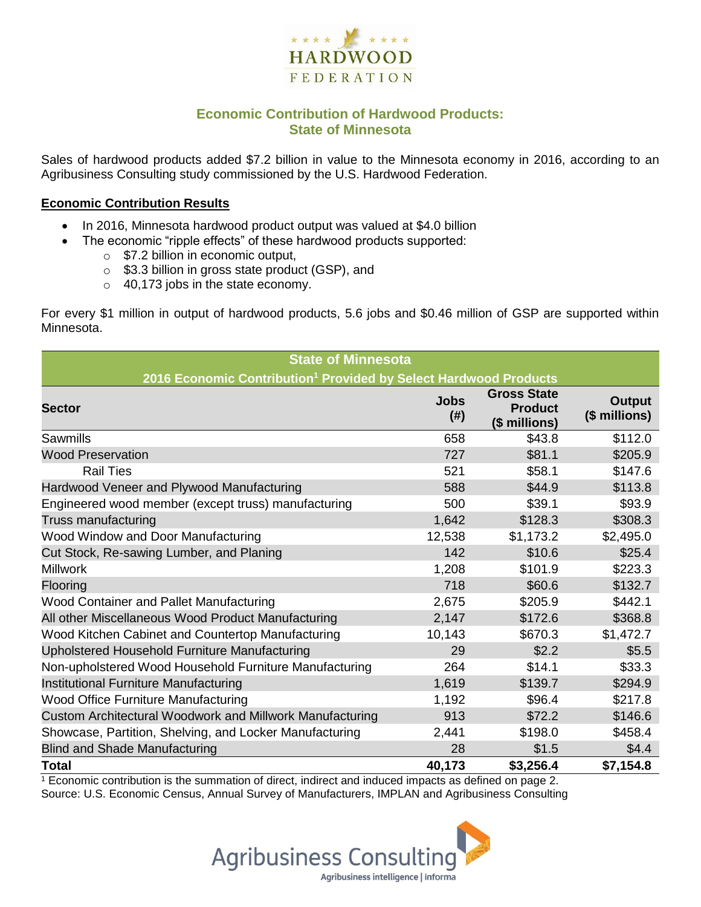# Economic Contribution of Hardwood Products: State of Minnesota

Sales of hardwood products added $7.2 billion in value to the Minnesota economy in 2016, according to an Agribusiness Consulting study commissioned by the U.S. Hardwood Federation.

## Economic Contribution Results

- In 2016, Minnesota hardwood product output was valued at $4.0 billion
- The economic "ripple effects" of these hardwood products supported:
  - $7.2 billion in economic output,
  - $3.3 billion in gross state product (GSP), and
  - 40,173 jobs in the state economy.

For every $1 million in output of hardwood products, 5.6 jobs and $0.46 million of GSP are supported within Minnesota.

**State of Minnesota**
**2016 Economic Contribution[1] Provided by Select Hardwood Products**

| Sector | Jobs (#) | Gross State Product ($ millions) | Output ($ millions) |
|---|---|---|---|
| Sawmills | 658 | $43.8 | $112.0 |
| Wood Preservation | 727 | $81.1 | $205.9 |
| Rail Ties | 521 | $58.1 | $147.6 |
| Hardwood Veneer and Plywood Manufacturing | 588 | $44.9 | $113.8 |
| Engineered wood member (except truss) manufacturing | 500 | $39.1 | $93.9 |
| Truss manufacturing | 1,642 | $128.3 | $308.3 |
| Wood Window and Door Manufacturing | 12,538 | $1,173.2 | $2,495.0 |
| Cut Stock, Re-sawing Lumber, and Planing | 142 | $10.6 | $25.4 |
| Millwork | 1,208 | $101.9 | $223.3 |
| Flooring | 718 | $60.6 | $132.7 |
| Wood Container and Pallet Manufacturing | 2,675 | $205.9 | $442.1 |
| All other Miscellaneous Wood Product Manufacturing | 2,147 | $172.6 | $368.8 |
| Wood Kitchen Cabinet and Countertop Manufacturing | 10,143 | $670.3 | $1,472.7 |
| Upholstered Household Furniture Manufacturing | 29 | $2.2 | $5.5 |
| Non-upholstered Wood Household Furniture Manufacturing | 264 | $14.1 | $33.3 |
| Institutional Furniture Manufacturing | 1,619 | $139.7 | $294.9 |
| Wood Office Furniture Manufacturing | 1,192 | $96.4 | $217.8 |
| Custom Architectural Woodwork and Millwork Manufacturing | 913 | $72.2 | $146.6 |
| Showcase, Partition, Shelving, and Locker Manufacturing | 2,441 | $198.0 | $458.4 |
| Blind and Shade Manufacturing | 28 | $1.5 | $4.4 |
| **Total** | **40,173** | **$3,256.4** | **$7,154.8** |

[1] Economic contribution is the summation of direct, indirect and induced impacts as defined on page 2.
Source: U.S. Economic Census, Annual Survey of Manufacturers, IMPLAN and Agribusiness Consulting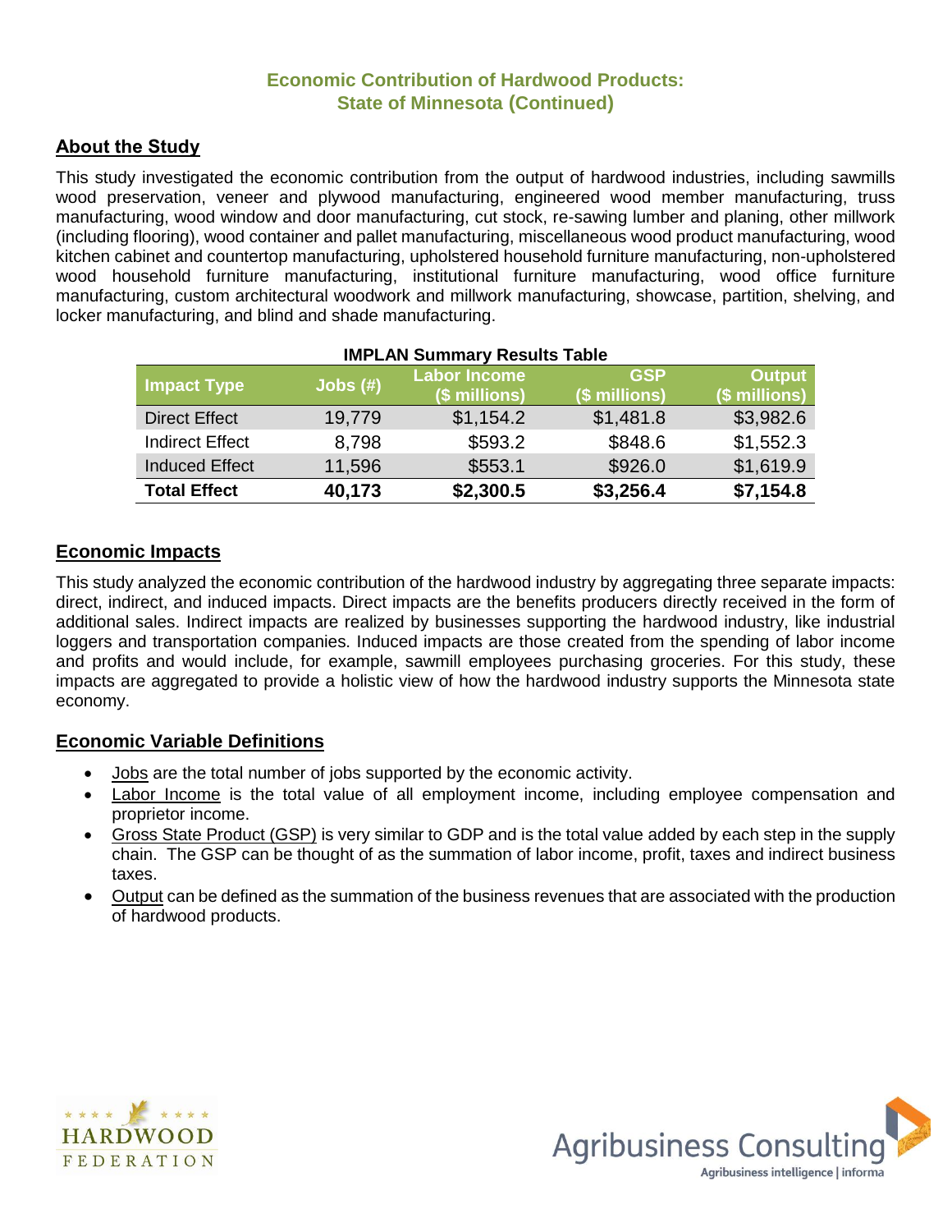## Economic Contribution of Hardwood Products: State of Minnesota (Continued)

## About the Study

This study investigated the economic contribution from the output of hardwood industries, including sawmills wood preservation, veneer and plywood manufacturing, engineered wood member manufacturing, truss manufacturing, wood window and door manufacturing, cut stock, re-sawing lumber and planing, other millwork (including flooring), wood container and pallet manufacturing, miscellaneous wood product manufacturing, wood kitchen cabinet and countertop manufacturing, upholstered household furniture manufacturing, non-upholstered wood household furniture manufacturing, institutional furniture manufacturing, wood office furniture manufacturing, custom architectural woodwork and millwork manufacturing, showcase, partition, shelving, and locker manufacturing, and blind and shade manufacturing.

**IMPLAN Summary Results Table**

| Impact Type | Jobs (#) | Labor Income ($ millions) | GSP ($ millions) | Output ($ millions) |
|---|---|---|---|---|
| Direct Effect | 19,779 | $1,154.2 | $1,481.8 | $3,982.6 |
| Indirect Effect | 8,798 | $593.2 | $848.6 | $1,552.3 |
| Induced Effect | 11,596 | $553.1 | $926.0 | $1,619.9 |
| **Total Effect** | **40,173** | **$2,300.5** | **$3,256.4** | **$7,154.8** |

## Economic Impacts

This study analyzed the economic contribution of the hardwood industry by aggregating three separate impacts: direct, indirect, and induced impacts. Direct impacts are the benefits producers directly received in the form of additional sales. Indirect impacts are realized by businesses supporting the hardwood industry, like industrial loggers and transportation companies. Induced impacts are those created from the spending of labor income and profits and would include, for example, sawmill employees purchasing groceries. For this study, these impacts are aggregated to provide a holistic view of how the hardwood industry supports the Minnesota state economy.

## Economic Variable Definitions

- Jobs are the total number of jobs supported by the economic activity.
- Labor Income is the total value of all employment income, including employee compensation and proprietor income.
- Gross State Product (GSP) is very similar to GDP and is the total value added by each step in the supply chain. The GSP can be thought of as the summation of labor income, profit, taxes and indirect business taxes.
- Output can be defined as the summation of the business revenues that are associated with the production of hardwood products.

HARDWOOD FEDERATION

Agribusiness Consulting
Agribusiness intelligence | informa